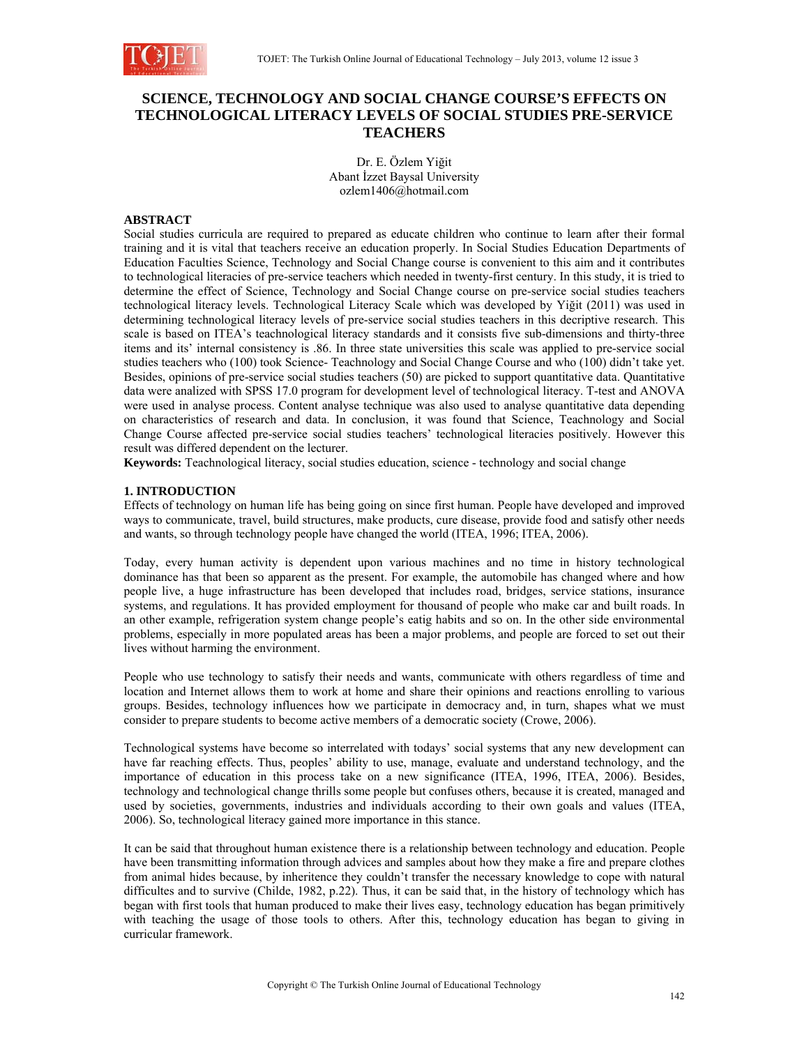# SCIENCE, TECHNOLOGY AND SOCIAL CHANGE COURSE'S EFFECTS ON TECHNOLOGICAL LITERACY LEVELS OF SOCIAL STUDIES PRE-SERVICE TEACHERS

Dr. E. Özlem Yiğit
Abant İzzet Baysal University
ozlem1406@hotmail.com

## ABSTRACT

Social studies curricula are required to prepared as educate children who continue to learn after their formal training and it is vital that teachers receive an education properly. In Social Studies Education Departments of Education Faculties Science, Technology and Social Change course is convenient to this aim and it contributes to technological literacies of pre-service teachers which needed in twenty-first century. In this study, it is tried to determine the effect of Science, Technology and Social Change course on pre-service social studies teachers technological literacy levels. Technological Literacy Scale which was developed by Yiğit (2011) was used in determining technological literacy levels of pre-service social studies teachers in this decriptive research. This scale is based on ITEA's teachnological literacy standards and it consists five sub-dimensions and thirty-three items and its' internal consistency is .86. In three state universities this scale was applied to pre-service social studies teachers who (100) took Science- Teachnology and Social Change Course and who (100) didn't take yet. Besides, opinions of pre-service social studies teachers (50) are picked to support quantitative data. Quantitative data were analized with SPSS 17.0 program for development level of technological literacy. T-test and ANOVA were used in analyse process. Content analyse technique was also used to analyse quantitative data depending on characteristics of research and data. In conclusion, it was found that Science, Teachnology and Social Change Course affected pre-service social studies teachers' technological literacies positively. However this result was differed dependent on the lecturer.

**Keywords:** Teachnological literacy, social studies education, science - technology and social change

## 1. INTRODUCTION

Effects of technology on human life has being going on since first human. People have developed and improved ways to communicate, travel, build structures, make products, cure disease, provide food and satisfy other needs and wants, so through technology people have changed the world (ITEA, 1996; ITEA, 2006).

Today, every human activity is dependent upon various machines and no time in history technological dominance has that been so apparent as the present. For example, the automobile has changed where and how people live, a huge infrastructure has been developed that includes road, bridges, service stations, insurance systems, and regulations. It has provided employment for thousand of people who make car and built roads. In an other example, refrigeration system change people's eatig habits and so on. In the other side environmental problems, especially in more populated areas has been a major problems, and people are forced to set out their lives without harming the environment.

People who use technology to satisfy their needs and wants, communicate with others regardless of time and location and Internet allows them to work at home and share their opinions and reactions enrolling to various groups. Besides, technology influences how we participate in democracy and, in turn, shapes what we must consider to prepare students to become active members of a democratic society (Crowe, 2006).

Technological systems have become so interrelated with todays' social systems that any new development can have far reaching effects. Thus, peoples' ability to use, manage, evaluate and understand technology, and the importance of education in this process take on a new significance (ITEA, 1996, ITEA, 2006). Besides, technology and technological change thrills some people but confuses others, because it is created, managed and used by societies, governments, industries and individuals according to their own goals and values (ITEA, 2006). So, technological literacy gained more importance in this stance.

It can be said that throughout human existence there is a relationship between technology and education. People have been transmitting information through advices and samples about how they make a fire and prepare clothes from animal hides because, by inheritence they couldn't transfer the necessary knowledge to cope with natural difficultes and to survive (Childe, 1982, p.22). Thus, it can be said that, in the history of technology which has began with first tools that human produced to make their lives easy, technology education has began primitively with teaching the usage of those tools to others. After this, technology education has began to giving in curricular framework.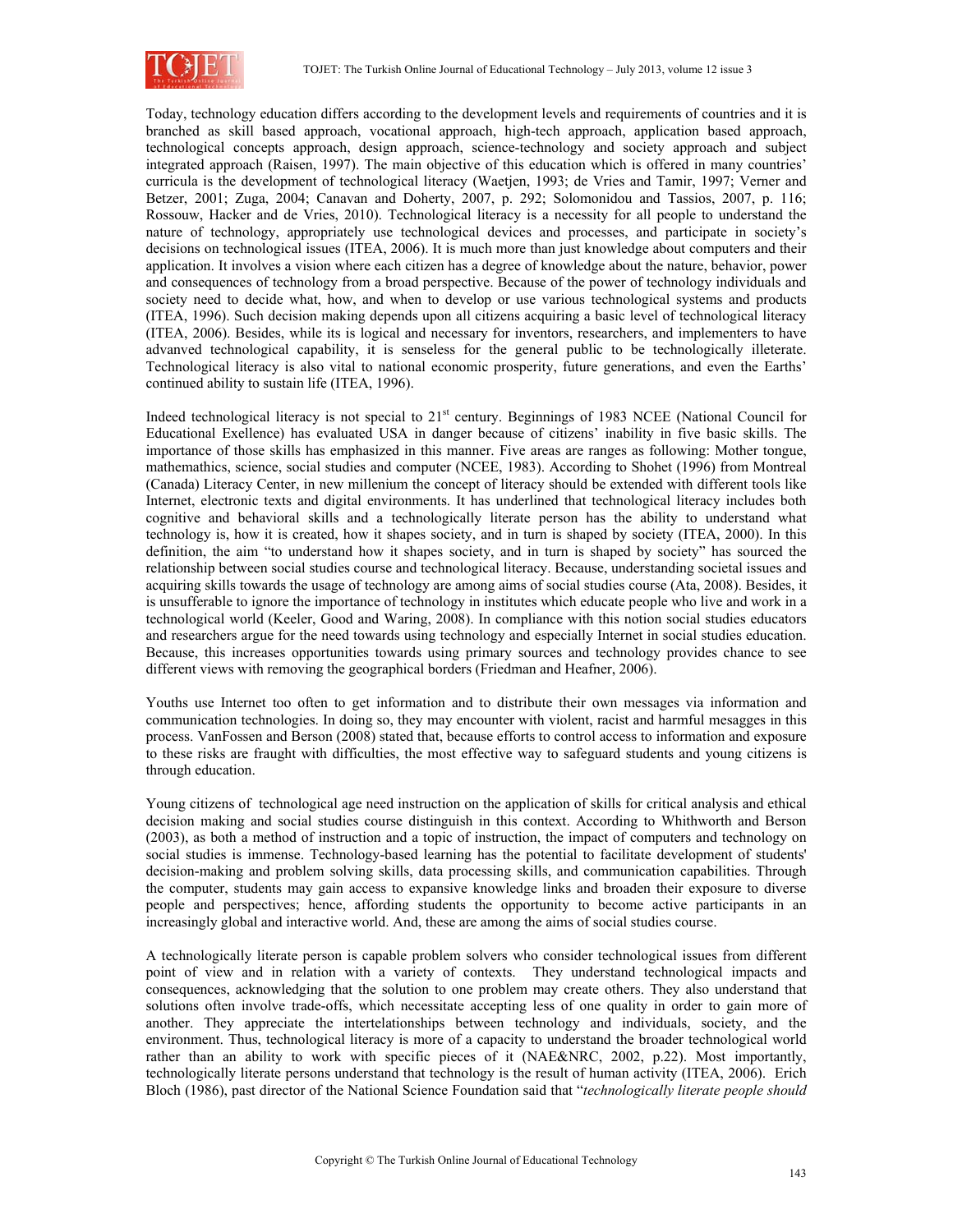Today, technology education differs according to the development levels and requirements of countries and it is branched as skill based approach, vocational approach, high-tech approach, application based approach, technological concepts approach, design approach, science-technology and society approach and subject integrated approach (Raisen, 1997). The main objective of this education which is offered in many countries' curricula is the development of technological literacy (Waetjen, 1993; de Vries and Tamir, 1997; Verner and Betzer, 2001; Zuga, 2004; Canavan and Doherty, 2007, p. 292; Solomonidou and Tassios, 2007, p. 116; Rossouw, Hacker and de Vries, 2010). Technological literacy is a necessity for all people to understand the nature of technology, appropriately use technological devices and processes, and participate in society's decisions on technological issues (ITEA, 2006). It is much more than just knowledge about computers and their application. It involves a vision where each citizen has a degree of knowledge about the nature, behavior, power and consequences of technology from a broad perspective. Because of the power of technology individuals and society need to decide what, how, and when to develop or use various technological systems and products (ITEA, 1996). Such decision making depends upon all citizens acquiring a basic level of technological literacy (ITEA, 2006). Besides, while its is logical and necessary for inventors, researchers, and implementers to have advanved technological capability, it is senseless for the general public to be technologically illeterate. Technological literacy is also vital to national economic prosperity, future generations, and even the Earths' continued ability to sustain life (ITEA, 1996).

Indeed technological literacy is not special to 21st century. Beginnings of 1983 NCEE (National Council for Educational Exellence) has evaluated USA in danger because of citizens' inability in five basic skills. The importance of those skills has emphasized in this manner. Five areas are ranges as following: Mother tongue, mathemathics, science, social studies and computer (NCEE, 1983). According to Shohet (1996) from Montreal (Canada) Literacy Center, in new millenium the concept of literacy should be extended with different tools like Internet, electronic texts and digital environments. It has underlined that technological literacy includes both cognitive and behavioral skills and a technologically literate person has the ability to understand what technology is, how it is created, how it shapes society, and in turn is shaped by society (ITEA, 2000). In this definition, the aim "to understand how it shapes society, and in turn is shaped by society" has sourced the relationship between social studies course and technological literacy. Because, understanding societal issues and acquiring skills towards the usage of technology are among aims of social studies course (Ata, 2008). Besides, it is unsufferable to ignore the importance of technology in institutes which educate people who live and work in a technological world (Keeler, Good and Waring, 2008). In compliance with this notion social studies educators and researchers argue for the need towards using technology and especially Internet in social studies education. Because, this increases opportunities towards using primary sources and technology provides chance to see different views with removing the geographical borders (Friedman and Heafner, 2006).

Youths use Internet too often to get information and to distribute their own messages via information and communication technologies. In doing so, they may encounter with violent, racist and harmful mesagges in this process. VanFossen and Berson (2008) stated that, because efforts to control access to information and exposure to these risks are fraught with difficulties, the most effective way to safeguard students and young citizens is through education.

Young citizens of technological age need instruction on the application of skills for critical analysis and ethical decision making and social studies course distinguish in this context. According to Whithworth and Berson (2003), as both a method of instruction and a topic of instruction, the impact of computers and technology on social studies is immense. Technology-based learning has the potential to facilitate development of students' decision-making and problem solving skills, data processing skills, and communication capabilities. Through the computer, students may gain access to expansive knowledge links and broaden their exposure to diverse people and perspectives; hence, affording students the opportunity to become active participants in an increasingly global and interactive world. And, these are among the aims of social studies course.

A technologically literate person is capable problem solvers who consider technological issues from different point of view and in relation with a variety of contexts. They understand technological impacts and consequences, acknowledging that the solution to one problem may create others. They also understand that solutions often involve trade-offs, which necessitate accepting less of one quality in order to gain more of another. They appreciate the intertelationships between technology and individuals, society, and the environment. Thus, technological literacy is more of a capacity to understand the broader technological world rather than an ability to work with specific pieces of it (NAE&NRC, 2002, p.22). Most importantly, technologically literate persons understand that technology is the result of human activity (ITEA, 2006). Erich Bloch (1986), past director of the National Science Foundation said that "*technologically literate people should*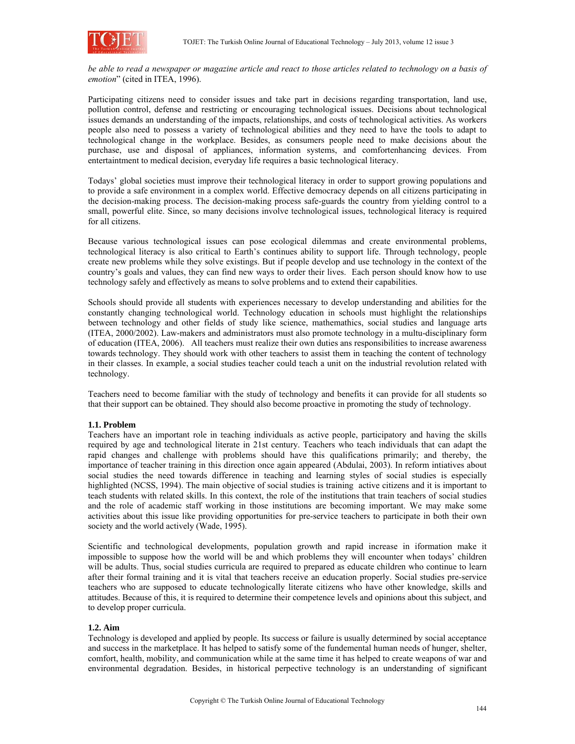*be able to read a newspaper or magazine article and react to those articles related to technology on a basis of emotion*" (cited in ITEA, 1996).

Participating citizens need to consider issues and take part in decisions regarding transportation, land use, pollution control, defense and restricting or encouraging technological issues. Decisions about technological issues demands an understanding of the impacts, relationships, and costs of technological activities. As workers people also need to possess a variety of technological abilities and they need to have the tools to adapt to technological change in the workplace. Besides, as consumers people need to make decisions about the purchase, use and disposal of appliances, information systems, and comfortenhancing devices. From entertaintment to medical decision, everyday life requires a basic technological literacy.

Todays' global societies must improve their technological literacy in order to support growing populations and to provide a safe environment in a complex world. Effective democracy depends on all citizens participating in the decision-making process. The decision-making process safe-guards the country from yielding control to a small, powerful elite. Since, so many decisions involve technological issues, technological literacy is required for all citizens.

Because various technological issues can pose ecological dilemmas and create environmental problems, technological literacy is also critical to Earth's continues ability to support life. Through technology, people create new problems while they solve existings. But if people develop and use technology in the context of the country's goals and values, they can find new ways to order their lives. Each person should know how to use technology safely and effectively as means to solve problems and to extend their capabilities.

Schools should provide all students with experiences necessary to develop understanding and abilities for the constantly changing technological world. Technology education in schools must highlight the relationships between technology and other fields of study like science, mathemathics, social studies and language arts (ITEA, 2000/2002). Law-makers and administrators must also promote technology in a multu-disciplinary form of education (ITEA, 2006). All teachers must realize their own duties ans responsibilities to increase awareness towards technology. They should work with other teachers to assist them in teaching the content of technology in their classes. In example, a social studies teacher could teach a unit on the industrial revolution related with technology.

Teachers need to become familiar with the study of technology and benefits it can provide for all students so that their support can be obtained. They should also become proactive in promoting the study of technology.

### 1.1. Problem

Teachers have an important role in teaching individuals as active people, participatory and having the skills required by age and technological literate in 21st century. Teachers who teach individuals that can adapt the rapid changes and challenge with problems should have this qualifications primarily; and thereby, the importance of teacher training in this direction once again appeared (Abdulai, 2003). In reform intiatives about social studies the need towards difference in teaching and learning styles of social studies is especially highlighted (NCSS, 1994). The main objective of social studies is training active citizens and it is important to teach students with related skills. In this context, the role of the institutions that train teachers of social studies and the role of academic staff working in those institutions are becoming important. We may make some activities about this issue like providing opportunities for pre-service teachers to participate in both their own society and the world actively (Wade, 1995).

Scientific and technological developments, population growth and rapid increase in iformation make it impossible to suppose how the world will be and which problems they will encounter when todays' children will be adults. Thus, social studies curricula are required to prepared as educate children who continue to learn after their formal training and it is vital that teachers receive an education properly. Social studies pre-service teachers who are supposed to educate technologically literate citizens who have other knowledge, skills and attitudes. Because of this, it is required to determine their competence levels and opinions about this subject, and to develop proper curricula.

### 1.2. Aim

Technology is developed and applied by people. Its success or failure is usually determined by social acceptance and success in the marketplace. It has helped to satisfy some of the fundemental human needs of hunger, shelter, comfort, health, mobility, and communication while at the same time it has helped to create weapons of war and environmental degradation. Besides, in historical perpective technology is an understanding of significant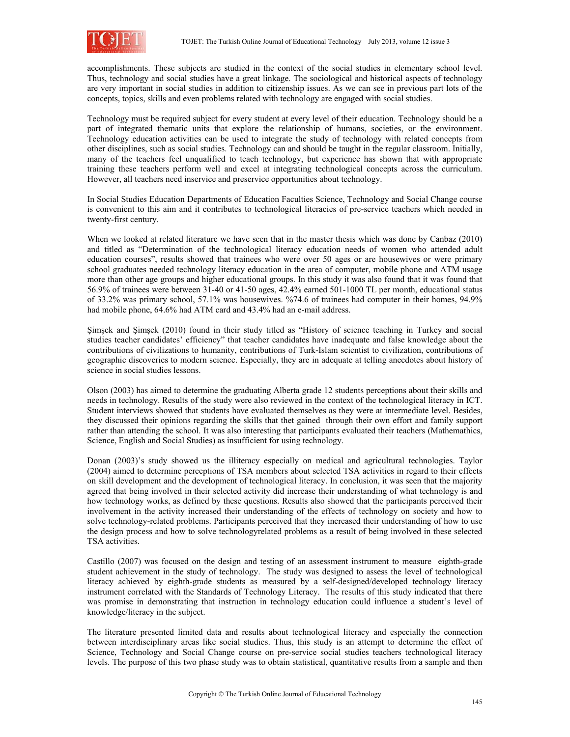accomplishments. These subjects are studied in the context of the social studies in elementary school level. Thus, technology and social studies have a great linkage. The sociological and historical aspects of technology are very important in social studies in addition to citizenship issues. As we can see in previous part lots of the concepts, topics, skills and even problems related with technology are engaged with social studies.

Technology must be required subject for every student at every level of their education. Technology should be a part of integrated thematic units that explore the relationship of humans, societies, or the environment. Technology education activities can be used to integrate the study of technology with related concepts from other disciplines, such as social studies. Technology can and should be taught in the regular classroom. Initially, many of the teachers feel unqualified to teach technology, but experience has shown that with appropriate training these teachers perform well and excel at integrating technological concepts across the curriculum. However, all teachers need inservice and preservice opportunities about technology.

In Social Studies Education Departments of Education Faculties Science, Technology and Social Change course is convenient to this aim and it contributes to technological literacies of pre-service teachers which needed in twenty-first century.

When we looked at related literature we have seen that in the master thesis which was done by Canbaz (2010) and titled as "Determination of the technological literacy education needs of women who attended adult education courses", results showed that trainees who were over 50 ages or are housewives or were primary school graduates needed technology literacy education in the area of computer, mobile phone and ATM usage more than other age groups and higher educational groups. In this study it was also found that it was found that 56.9% of trainees were between 31-40 or 41-50 ages, 42.4% earned 501-1000 TL per month, educational status of 33.2% was primary school, 57.1% was housewives. %74.6 of trainees had computer in their homes, 94.9% had mobile phone, 64.6% had ATM card and 43.4% had an e-mail address.

Şimşek and Şimşek (2010) found in their study titled as "History of science teaching in Turkey and social studies teacher candidates' efficiency" that teacher candidates have inadequate and false knowledge about the contributions of civilizations to humanity, contributions of Turk-Islam scientist to civilization, contributions of geographic discoveries to modern science. Especially, they are in adequate at telling anecdotes about history of science in social studies lessons.

Olson (2003) has aimed to determine the graduating Alberta grade 12 students perceptions about their skills and needs in technology. Results of the study were also reviewed in the context of the technological literacy in ICT. Student interviews showed that students have evaluated themselves as they were at intermediate level. Besides, they discussed their opinions regarding the skills that thet gained through their own effort and family support rather than attending the school. It was also interesting that participants evaluated their teachers (Mathemathics, Science, English and Social Studies) as insufficient for using technology.

Donan (2003)'s study showed us the illiteracy especially on medical and agricultural technologies. Taylor (2004) aimed to determine perceptions of TSA members about selected TSA activities in regard to their effects on skill development and the development of technological literacy. In conclusion, it was seen that the majority agreed that being involved in their selected activity did increase their understanding of what technology is and how technology works, as defined by these questions. Results also showed that the participants perceived their involvement in the activity increased their understanding of the effects of technology on society and how to solve technology-related problems. Participants perceived that they increased their understanding of how to use the design process and how to solve technologyrelated problems as a result of being involved in these selected TSA activities.

Castillo (2007) was focused on the design and testing of an assessment instrument to measure eighth-grade student achievement in the study of technology. The study was designed to assess the level of technological literacy achieved by eighth-grade students as measured by a self-designed/developed technology literacy instrument correlated with the Standards of Technology Literacy. The results of this study indicated that there was promise in demonstrating that instruction in technology education could influence a student's level of knowledge/literacy in the subject.

The literature presented limited data and results about technological literacy and especially the connection between interdisciplinary areas like social studies. Thus, this study is an attempt to determine the effect of Science, Technology and Social Change course on pre-service social studies teachers technological literacy levels. The purpose of this two phase study was to obtain statistical, quantitative results from a sample and then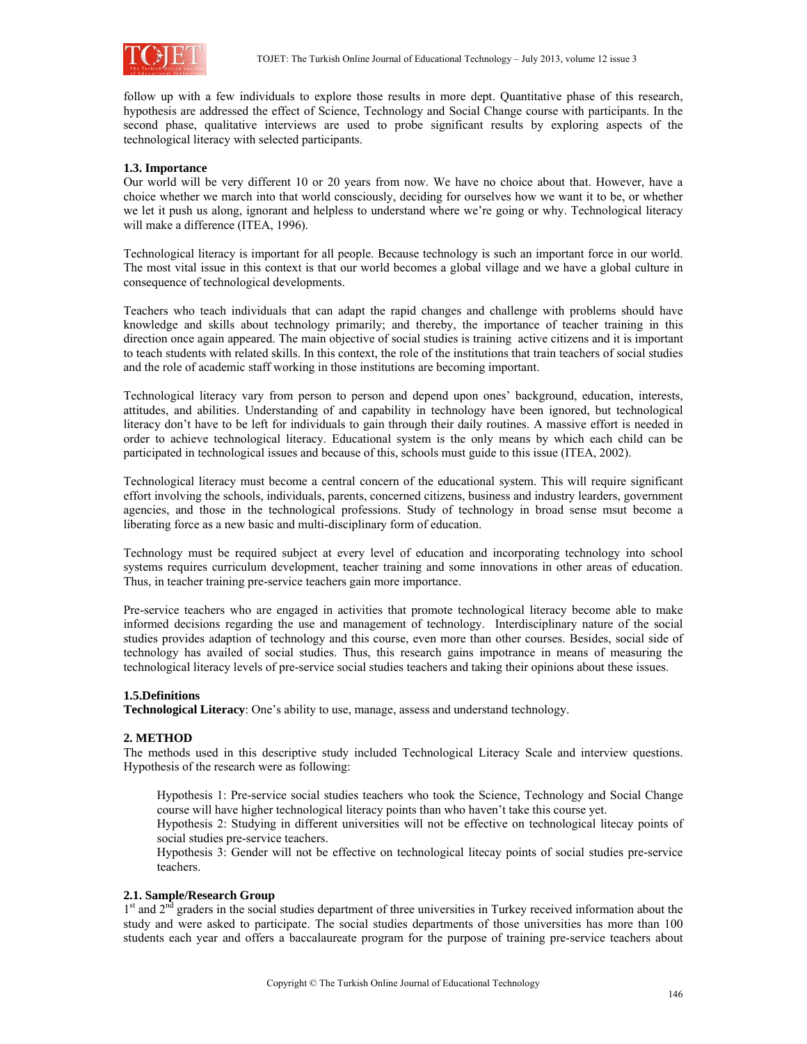follow up with a few individuals to explore those results in more dept. Quantitative phase of this research, hypothesis are addressed the effect of Science, Technology and Social Change course with participants. In the second phase, qualitative interviews are used to probe significant results by exploring aspects of the technological literacy with selected participants.

### 1.3. Importance

Our world will be very different 10 or 20 years from now. We have no choice about that. However, have a choice whether we march into that world consciously, deciding for ourselves how we want it to be, or whether we let it push us along, ignorant and helpless to understand where we're going or why. Technological literacy will make a difference (ITEA, 1996).

Technological literacy is important for all people. Because technology is such an important force in our world. The most vital issue in this context is that our world becomes a global village and we have a global culture in consequence of technological developments.

Teachers who teach individuals that can adapt the rapid changes and challenge with problems should have knowledge and skills about technology primarily; and thereby, the importance of teacher training in this direction once again appeared. The main objective of social studies is training active citizens and it is important to teach students with related skills. In this context, the role of the institutions that train teachers of social studies and the role of academic staff working in those institutions are becoming important.

Technological literacy vary from person to person and depend upon ones' background, education, interests, attitudes, and abilities. Understanding of and capability in technology have been ignored, but technological literacy don't have to be left for individuals to gain through their daily routines. A massive effort is needed in order to achieve technological literacy. Educational system is the only means by which each child can be participated in technological issues and because of this, schools must guide to this issue (ITEA, 2002).

Technological literacy must become a central concern of the educational system. This will require significant effort involving the schools, individuals, parents, concerned citizens, business and industry learders, government agencies, and those in the technological professions. Study of technology in broad sense msut become a liberating force as a new basic and multi-disciplinary form of education.

Technology must be required subject at every level of education and incorporating technology into school systems requires curriculum development, teacher training and some innovations in other areas of education. Thus, in teacher training pre-service teachers gain more importance.

Pre-service teachers who are engaged in activities that promote technological literacy become able to make informed decisions regarding the use and management of technology. Interdisciplinary nature of the social studies provides adaption of technology and this course, even more than other courses. Besides, social side of technology has availed of social studies. Thus, this research gains impotrance in means of measuring the technological literacy levels of pre-service social studies teachers and taking their opinions about these issues.

### 1.5.Definitions

**Technological Literacy**: One's ability to use, manage, assess and understand technology.

## 2. METHOD

The methods used in this descriptive study included Technological Literacy Scale and interview questions. Hypothesis of the research were as following:

> Hypothesis 1: Pre-service social studies teachers who took the Science, Technology and Social Change course will have higher technological literacy points than who haven't take this course yet.
> Hypothesis 2: Studying in different universities will not be effective on technological litecay points of social studies pre-service teachers.
> Hypothesis 3: Gender will not be effective on technological litecay points of social studies pre-service teachers.

### 2.1. Sample/Research Group

1st and 2nd graders in the social studies department of three universities in Turkey received information about the study and were asked to participate. The social studies departments of those universities has more than 100 students each year and offers a baccalaureate program for the purpose of training pre-service teachers about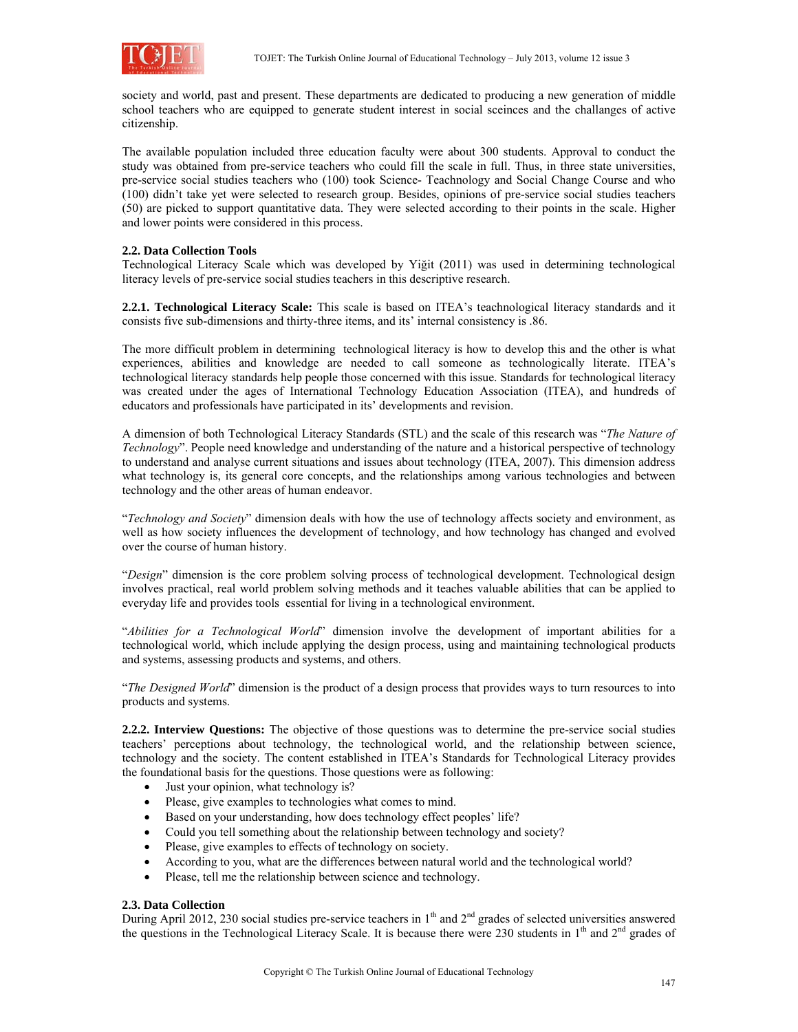society and world, past and present. These departments are dedicated to producing a new generation of middle school teachers who are equipped to generate student interest in social sceinces and the challanges of active citizenship.

The available population included three education faculty were about 300 students. Approval to conduct the study was obtained from pre-service teachers who could fill the scale in full. Thus, in three state universities, pre-service social studies teachers who (100) took Science- Teachnology and Social Change Course and who (100) didn't take yet were selected to research group. Besides, opinions of pre-service social studies teachers (50) are picked to support quantitative data. They were selected according to their points in the scale. Higher and lower points were considered in this process.

### 2.2. Data Collection Tools

Technological Literacy Scale which was developed by Yiğit (2011) was used in determining technological literacy levels of pre-service social studies teachers in this descriptive research.

**2.2.1. Technological Literacy Scale:** This scale is based on ITEA's teachnological literacy standards and it consists five sub-dimensions and thirty-three items, and its' internal consistency is .86.

The more difficult problem in determining technological literacy is how to develop this and the other is what experiences, abilities and knowledge are needed to call someone as technologically literate. ITEA's technological literacy standards help people those concerned with this issue. Standards for technological literacy was created under the ages of International Technology Education Association (ITEA), and hundreds of educators and professionals have participated in its' developments and revision.

A dimension of both Technological Literacy Standards (STL) and the scale of this research was "*The Nature of Technology*". People need knowledge and understanding of the nature and a historical perspective of technology to understand and analyse current situations and issues about technology (ITEA, 2007). This dimension address what technology is, its general core concepts, and the relationships among various technologies and between technology and the other areas of human endeavor.

"*Technology and Society*" dimension deals with how the use of technology affects society and environment, as well as how society influences the development of technology, and how technology has changed and evolved over the course of human history.

"*Design*" dimension is the core problem solving process of technological development. Technological design involves practical, real world problem solving methods and it teaches valuable abilities that can be applied to everyday life and provides tools essential for living in a technological environment.

"*Abilities for a Technological World*" dimension involve the development of important abilities for a technological world, which include applying the design process, using and maintaining technological products and systems, assessing products and systems, and others.

"*The Designed World*" dimension is the product of a design process that provides ways to turn resources to into products and systems.

**2.2.2. Interview Questions:** The objective of those questions was to determine the pre-service social studies teachers' perceptions about technology, the technological world, and the relationship between science, technology and the society. The content established in ITEA's Standards for Technological Literacy provides the foundational basis for the questions. Those questions were as following:

- Just your opinion, what technology is?
- Please, give examples to technologies what comes to mind.
- Based on your understanding, how does technology effect peoples' life?
- Could you tell something about the relationship between technology and society?
- Please, give examples to effects of technology on society.
- According to you, what are the differences between natural world and the technological world?
- Please, tell me the relationship between science and technology.

### 2.3. Data Collection

During April 2012, 230 social studies pre-service teachers in 1th and 2nd grades of selected universities answered the questions in the Technological Literacy Scale. It is because there were 230 students in 1th and 2nd grades of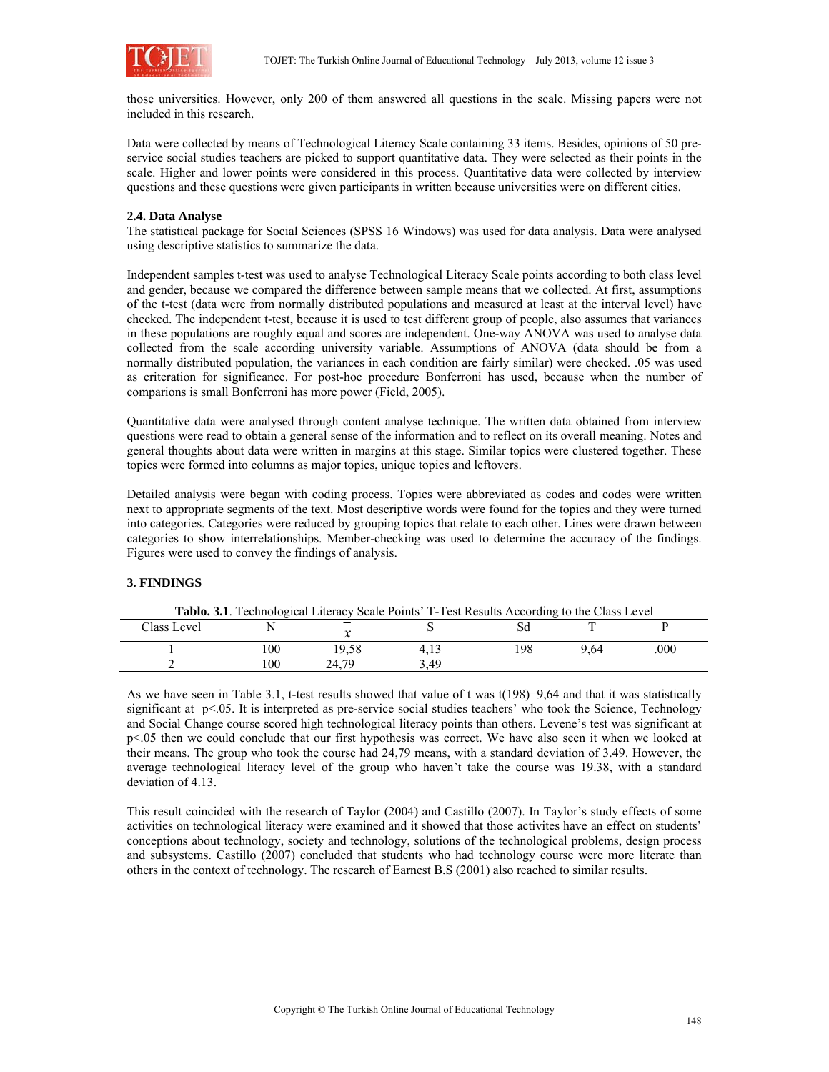those universities. However, only 200 of them answered all questions in the scale. Missing papers were not included in this research.

Data were collected by means of Technological Literacy Scale containing 33 items. Besides, opinions of 50 pre-service social studies teachers are picked to support quantitative data. They were selected as their points in the scale. Higher and lower points were considered in this process. Quantitative data were collected by interview questions and these questions were given participants in written because universities were on different cities.

### 2.4. Data Analyse

The statistical package for Social Sciences (SPSS 16 Windows) was used for data analysis. Data were analysed using descriptive statistics to summarize the data.

Independent samples t-test was used to analyse Technological Literacy Scale points according to both class level and gender, because we compared the difference between sample means that we collected. At first, assumptions of the t-test (data were from normally distributed populations and measured at least at the interval level) have checked. The independent t-test, because it is used to test different group of people, also assumes that variances in these populations are roughly equal and scores are independent. One-way ANOVA was used to analyse data collected from the scale according university variable. Assumptions of ANOVA (data should be from a normally distributed population, the variances in each condition are fairly similar) were checked. .05 was used as criteration for significance. For post-hoc procedure Bonferroni has used, because when the number of comparions is small Bonferroni has more power (Field, 2005).

Quantitative data were analysed through content analyse technique. The written data obtained from interview questions were read to obtain a general sense of the information and to reflect on its overall meaning. Notes and general thoughts about data were written in margins at this stage. Similar topics were clustered together. These topics were formed into columns as major topics, unique topics and leftovers.

Detailed analysis were began with coding process. Topics were abbreviated as codes and codes were written next to appropriate segments of the text. Most descriptive words were found for the topics and they were turned into categories. Categories were reduced by grouping topics that relate to each other. Lines were drawn between categories to show interrelationships. Member-checking was used to determine the accuracy of the findings. Figures were used to convey the findings of analysis.

## 3. FINDINGS

**Tablo. 3.1**. Technological Literacy Scale Points' T-Test Results According to the Class Level

| Class Level | N | $\bar{x}$ | S | Sd | T | P |
|---|---|---|---|---|---|---|
| 1 | 100 | 19,58 | 4,13 | 198 | 9,64 | .000 |
| 2 | 100 | 24,79 | 3,49 | | | |

As we have seen in Table 3.1, t-test results showed that value of t was $t(198)=9{,}64$ and that it was statistically significant at $p<.05$. It is interpreted as pre-service social studies teachers' who took the Science, Technology and Social Change course scored high technological literacy points than others. Levene's test was significant at $p<.05$ then we could conclude that our first hypothesis was correct. We have also seen it when we looked at their means. The group who took the course had 24,79 means, with a standard deviation of 3.49. However, the average technological literacy level of the group who haven't take the course was 19.38, with a standard deviation of 4.13.

This result coincided with the research of Taylor (2004) and Castillo (2007). In Taylor's study effects of some activities on technological literacy were examined and it showed that those activites have an effect on students' conceptions about technology, society and technology, solutions of the technological problems, design process and subsystems. Castillo (2007) concluded that students who had technology course were more literate than others in the context of technology. The research of Earnest B.S (2001) also reached to similar results.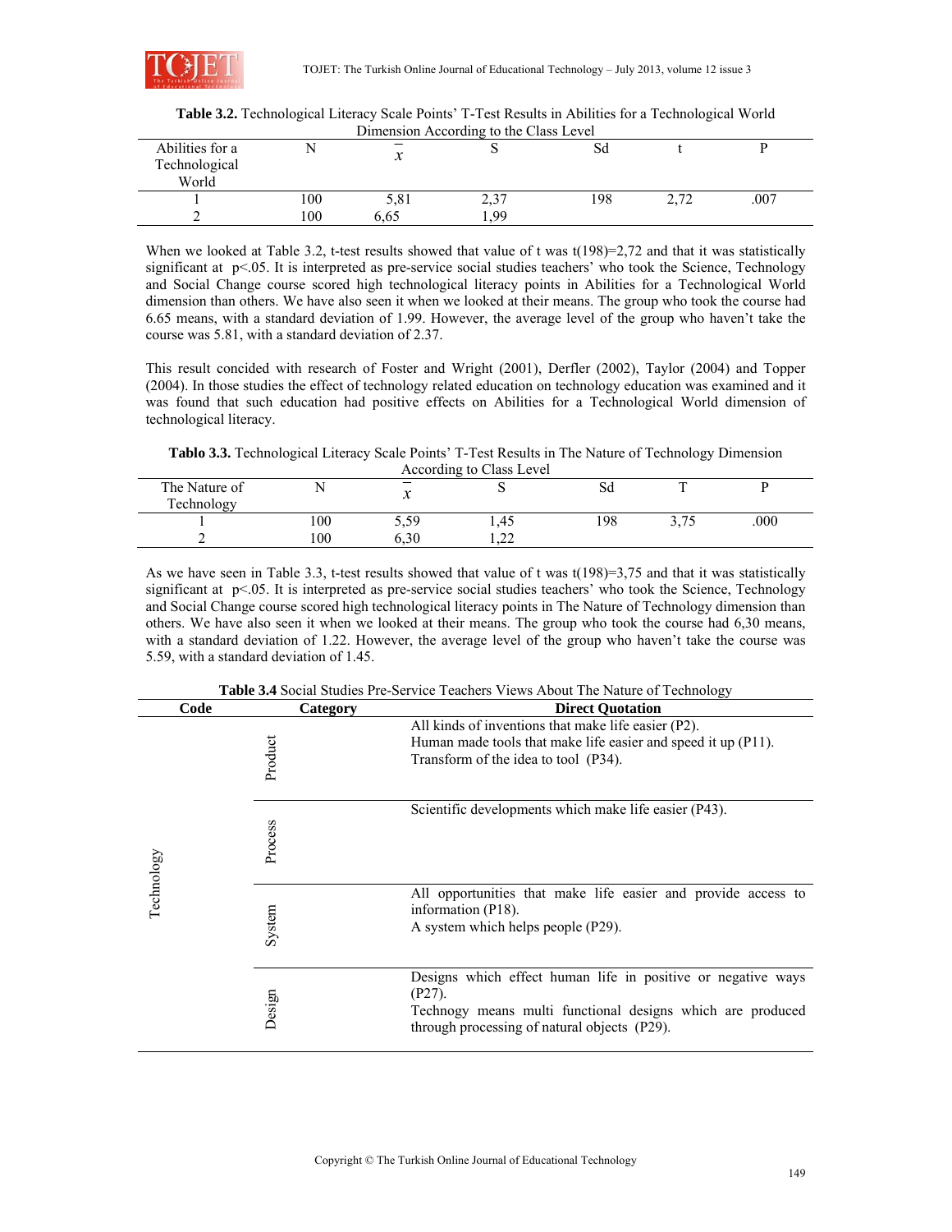**Table 3.2.** Technological Literacy Scale Points' T-Test Results in Abilities for a Technological World Dimension According to the Class Level

| Abilities for a Technological World | N | $\bar{x}$ | S | Sd | t | P |
|---|---|---|---|---|---|---|
| 1 | 100 | 5,81 | 2,37 | 198 | 2,72 | .007 |
| 2 | 100 | 6,65 | 1,99 | | | |

When we looked at Table 3.2, t-test results showed that value of t was t(198)=2,72 and that it was statistically significant at $p<.05$. It is interpreted as pre-service social studies teachers' who took the Science, Technology and Social Change course scored high technological literacy points in Abilities for a Technological World dimension than others. We have also seen it when we looked at their means. The group who took the course had 6.65 means, with a standard deviation of 1.99. However, the average level of the group who haven't take the course was 5.81, with a standard deviation of 2.37.

This result concided with research of Foster and Wright (2001), Derfler (2002), Taylor (2004) and Topper (2004). In those studies the effect of technology related education on technology education was examined and it was found that such education had positive effects on Abilities for a Technological World dimension of technological literacy.

**Tablo 3.3.** Technological Literacy Scale Points' T-Test Results in The Nature of Technology Dimension According to Class Level

| The Nature of Technology | N | $\bar{x}$ | S | Sd | T | P |
|---|---|---|---|---|---|---|
| 1 | 100 | 5,59 | 1,45 | 198 | 3,75 | .000 |
| 2 | 100 | 6,30 | 1,22 | | | |

As we have seen in Table 3.3, t-test results showed that value of t was t(198)=3,75 and that it was statistically significant at $p<.05$. It is interpreted as pre-service social studies teachers' who took the Science, Technology and Social Change course scored high technological literacy points in The Nature of Technology dimension than others. We have also seen it when we looked at their means. The group who took the course had 6,30 means, with a standard deviation of 1.22. However, the average level of the group who haven't take the course was 5.59, with a standard deviation of 1.45.

**Table 3.4** Social Studies Pre-Service Teachers Views About The Nature of Technology

| Code | Category | Direct Quotation |
|---|---|---|
| Technology | Product | All kinds of inventions that make life easier (P2).<br>Human made tools that make life easier and speed it up (P11).<br>Transform of the idea to tool (P34). |
| | Process | Scientific developments which make life easier (P43). |
| | System | All opportunities that make life easier and provide access to information (P18).<br>A system which helps people (P29). |
| | Design | Designs which effect human life in positive or negative ways (P27).<br>Technogy means multi functional designs which are produced through processing of natural objects (P29). |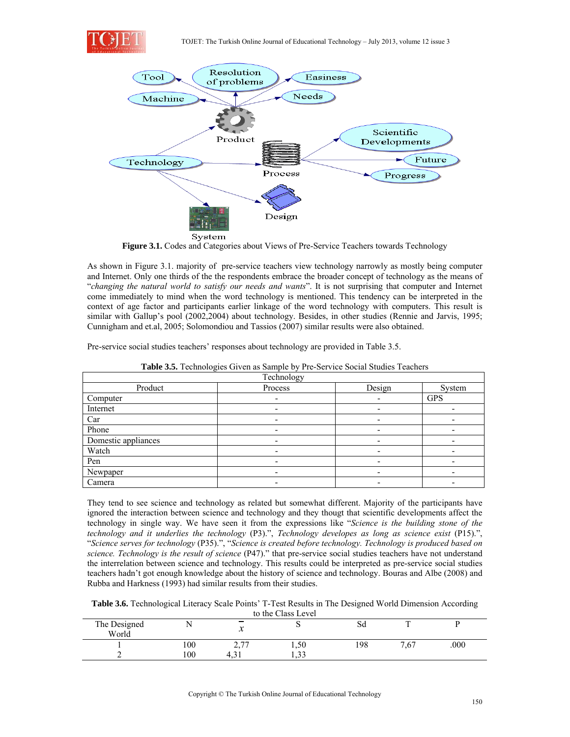**Figure 3.1.** Codes and Categories about Views of Pre-Service Teachers towards Technology

As shown in Figure 3.1. majority of pre-service teachers view technology narrowly as mostly being computer and Internet. Only one thirds of the the respondents embrace the broader concept of technology as the means of "*changing the natural world to satisfy our needs and wants*". It is not surprising that computer and Internet come immediately to mind when the word technology is mentioned. This tendency can be interpreted in the context of age factor and participants earlier linkage of the word technology with computers. This result is similar with Gallup's pool (2002,2004) about technology. Besides, in other studies (Rennie and Jarvis, 1995; Cunnigham and et.al, 2005; Solomondiou and Tassios (2007) similar results were also obtained.

Pre-service social studies teachers' responses about technology are provided in Table 3.5.

**Table 3.5.** Technologies Given as Sample by Pre-Service Social Studies Teachers

| Technology | | | |
|---|---|---|---|
| Product | Process | Design | System |
| Computer | - | - | GPS |
| Internet | - | - | - |
| Car | - | - | - |
| Phone | - | - | - |
| Domestic appliances | - | - | - |
| Watch | - | - | - |
| Pen | - | - | - |
| Newpaper | - | - | - |
| Camera | - | - | - |

They tend to see science and technology as related but somewhat different. Majority of the participants have ignored the interaction between science and technology and they thougt that scientific developments affect the technology in single way. We have seen it from the expressions like "*Science is the building stone of the technology and it underlies the technology* (P3).", *Technology developes as long as science exist* (P15).", "*Science serves for technology* (P35).", "*Science is created before technology. Technology is produced based on science. Technology is the result of science* (P47)." that pre-service social studies teachers have not understand the interrelation between science and technology. This results could be interpreted as pre-service social studies teachers hadn't got enough knowledge about the history of science and technology. Bouras and Albe (2008) and Rubba and Harkness (1993) had similar results from their studies.

**Table 3.6.** Technological Literacy Scale Points' T-Test Results in The Designed World Dimension According to the Class Level

| The Designed World | N | $\bar{x}$ | S | Sd | T | P |
|---|---|---|---|---|---|---|
| 1 | 100 | 2,77 | 1,50 | 198 | 7,67 | .000 |
| 2 | 100 | 4,31 | 1,33 | | | |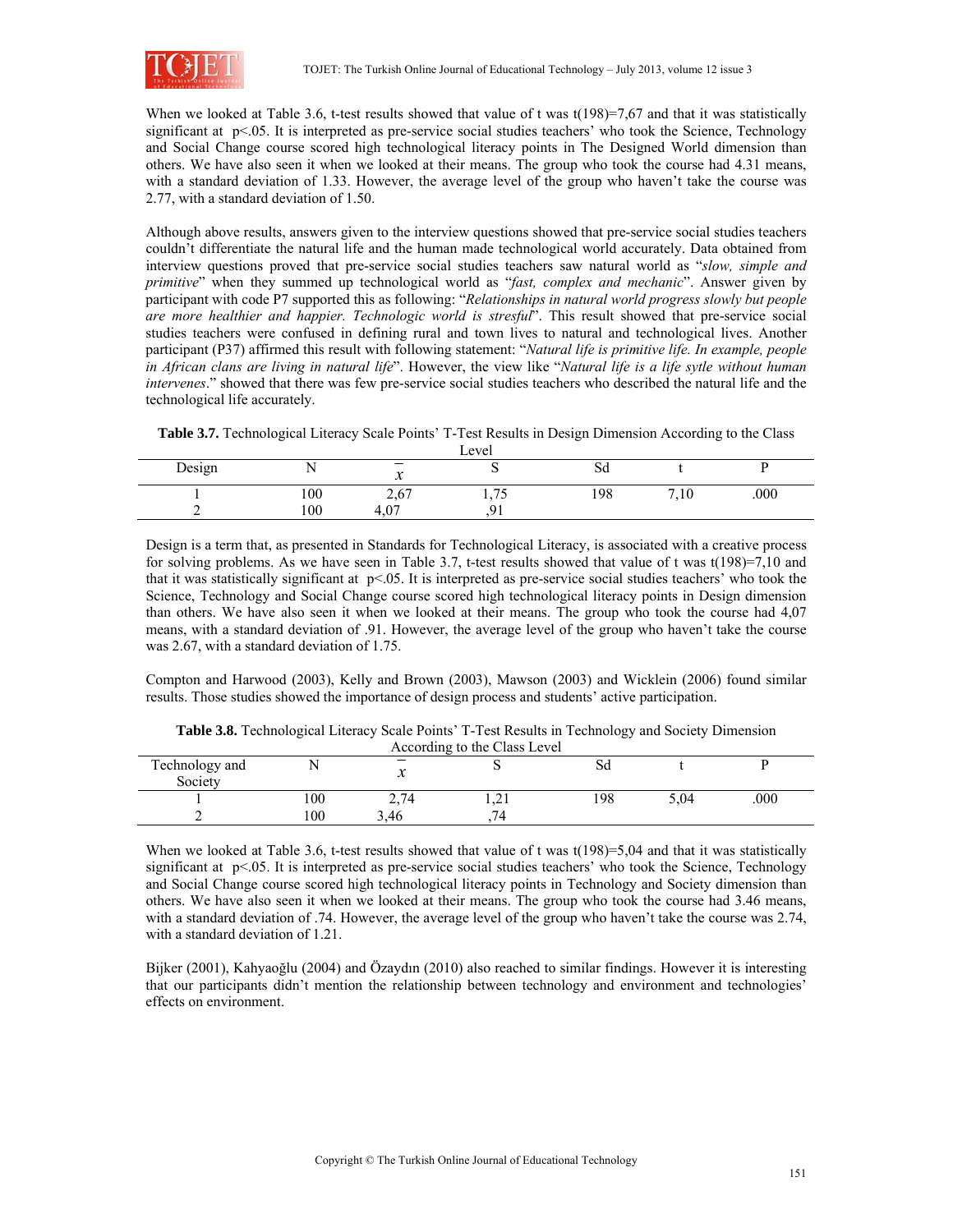When we looked at Table 3.6, t-test results showed that value of t was t(198)=7,67 and that it was statistically significant at $p<.05$. It is interpreted as pre-service social studies teachers' who took the Science, Technology and Social Change course scored high technological literacy points in The Designed World dimension than others. We have also seen it when we looked at their means. The group who took the course had 4.31 means, with a standard deviation of 1.33. However, the average level of the group who haven't take the course was 2.77, with a standard deviation of 1.50.

Although above results, answers given to the interview questions showed that pre-service social studies teachers couldn't differentiate the natural life and the human made technological world accurately. Data obtained from interview questions proved that pre-service social studies teachers saw natural world as "*slow, simple and primitive*" when they summed up technological world as "*fast, complex and mechanic*". Answer given by participant with code P7 supported this as following: "*Relationships in natural world progress slowly but people are more healthier and happier. Technologic world is stresful*". This result showed that pre-service social studies teachers were confused in defining rural and town lives to natural and technological lives. Another participant (P37) affirmed this result with following statement: "*Natural life is primitive life. In example, people in African clans are living in natural life*". However, the view like "*Natural life is a life sytle without human intervenes*." showed that there was few pre-service social studies teachers who described the natural life and the technological life accurately.

**Table 3.7.** Technological Literacy Scale Points' T-Test Results in Design Dimension According to the Class Level

| Design | N | $\bar{x}$ | S | Sd | t | P |
|---|---|---|---|---|---|---|
| 1 | 100 | 2,67 | 1,75 | 198 | 7,10 | .000 |
| 2 | 100 | 4,07 | ,91 | | | |

Design is a term that, as presented in Standards for Technological Literacy, is associated with a creative process for solving problems. As we have seen in Table 3.7, t-test results showed that value of t was t(198)=7,10 and that it was statistically significant at $p<.05$. It is interpreted as pre-service social studies teachers' who took the Science, Technology and Social Change course scored high technological literacy points in Design dimension than others. We have also seen it when we looked at their means. The group who took the course had 4,07 means, with a standard deviation of .91. However, the average level of the group who haven't take the course was 2.67, with a standard deviation of 1.75.

Compton and Harwood (2003), Kelly and Brown (2003), Mawson (2003) and Wicklein (2006) found similar results. Those studies showed the importance of design process and students' active participation.

**Table 3.8.** Technological Literacy Scale Points' T-Test Results in Technology and Society Dimension According to the Class Level

| Technology and Society | N | $\bar{x}$ | S | Sd | t | P |
|---|---|---|---|---|---|---|
| 1 | 100 | 2,74 | 1,21 | 198 | 5,04 | .000 |
| 2 | 100 | 3,46 | ,74 | | | |

When we looked at Table 3.6, t-test results showed that value of t was t(198)=5,04 and that it was statistically significant at $p<.05$. It is interpreted as pre-service social studies teachers' who took the Science, Technology and Social Change course scored high technological literacy points in Technology and Society dimension than others. We have also seen it when we looked at their means. The group who took the course had 3.46 means, with a standard deviation of .74. However, the average level of the group who haven't take the course was 2.74, with a standard deviation of 1.21.

Bijker (2001), Kahyaoğlu (2004) and Özaydın (2010) also reached to similar findings. However it is interesting that our participants didn't mention the relationship between technology and environment and technologies' effects on environment.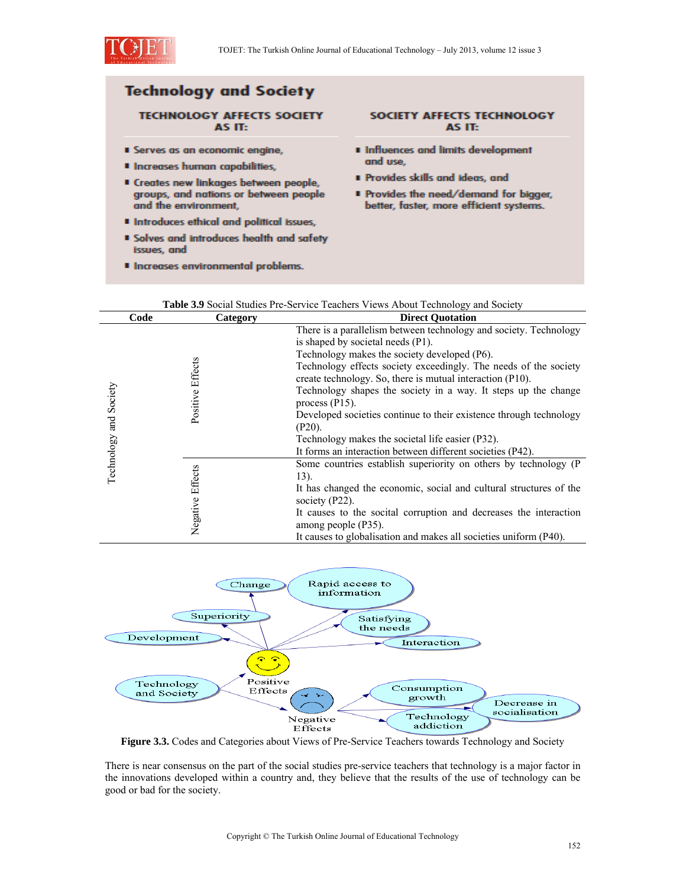## Technology and Society

**TECHNOLOGY AFFECTS SOCIETY AS IT:**

- Serves as an economic engine,
- Increases human capabilities,
- Creates new linkages between people, groups, and nations or between people and the environment,
- Introduces ethical and political issues,
- Solves and introduces health and safety issues, and
- Increases environmental problems.

**SOCIETY AFFECTS TECHNOLOGY AS IT:**

- Influences and limits development and use,
- Provides skills and ideas, and
- Provides the need/demand for bigger, better, faster, more efficient systems.

**Table 3.9** Social Studies Pre-Service Teachers Views About Technology and Society

| Code | Category | Direct Quotation |
|---|---|---|
| Technology and Society | Positive Effects | There is a parallelism between technology and society. Technology is shaped by societal needs (P1). |
| | | Technology makes the society developed (P6). |
| | | Technology effects society exceedingly. The needs of the society create technology. So, there is mutual interaction (P10). |
| | | Technology shapes the society in a way. It steps up the change process (P15). |
| | | Developed societies continue to their existence through technology (P20). |
| | | Technology makes the societal life easier (P32). |
| | | It forms an interaction between different societies (P42). |
| | Negative Effects | Some countries establish superiority on others by technology (P 13). |
| | | It has changed the economic, social and cultural structures of the society (P22). |
| | | It causes to the socital corruption and decreases the interaction among people (P35). |
| | | It causes to globalisation and makes all societies uniform (P40). |

**Figure 3.3.** Codes and Categories about Views of Pre-Service Teachers towards Technology and Society

There is near consensus on the part of the social studies pre-service teachers that technology is a major factor in the innovations developed within a country and, they believe that the results of the use of technology can be good or bad for the society.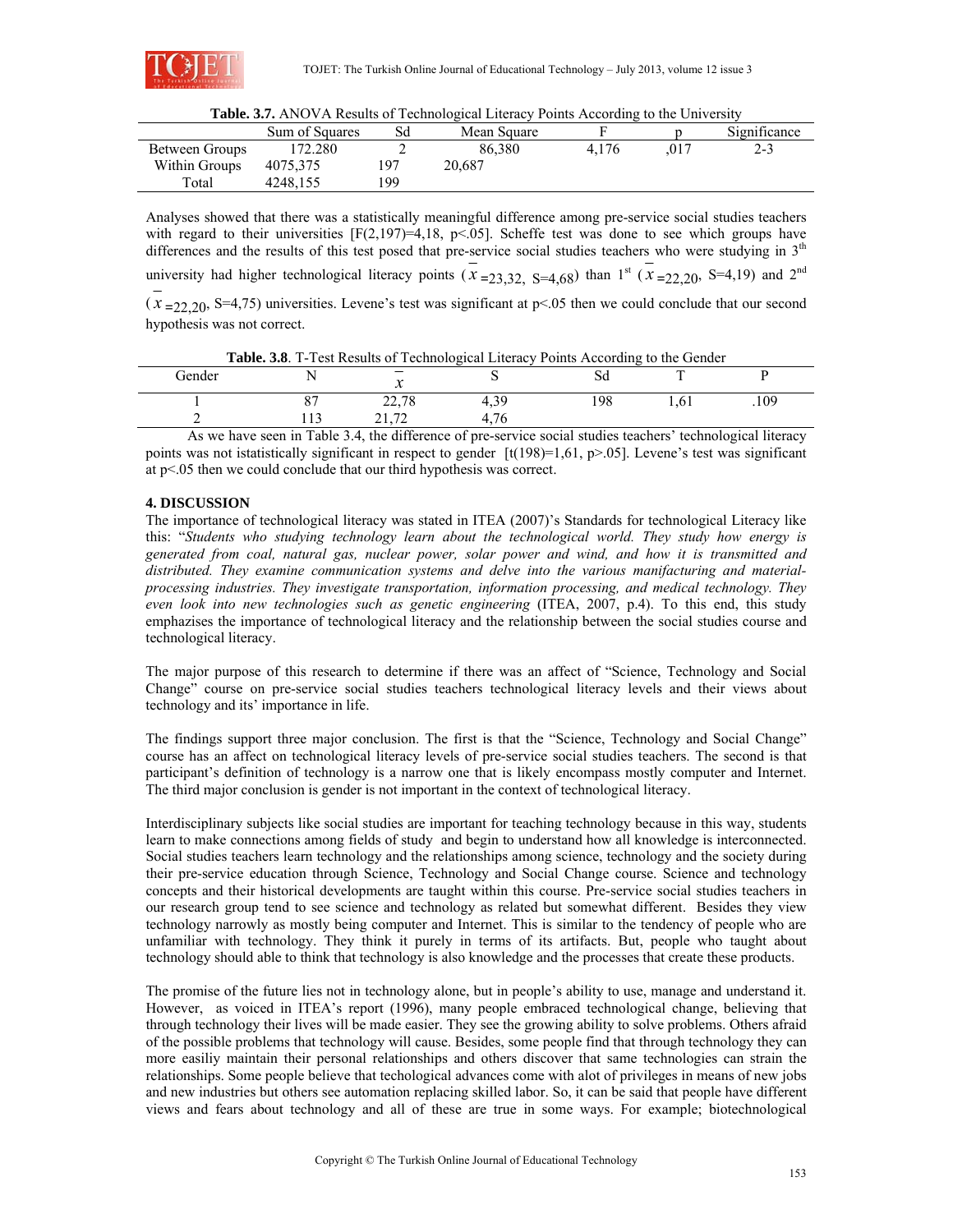**Table. 3.7.** ANOVA Results of Technological Literacy Points According to the University

| | Sum of Squares | Sd | Mean Square | F | p | Significance |
|---|---|---|---|---|---|---|
| Between Groups | 172.280 | 2 | 86,380 | 4,176 | ,017 | 2-3 |
| Within Groups | 4075,375 | 197 | 20,687 | | | |
| Total | 4248,155 | 199 | | | | |

Analyses showed that there was a statistically meaningful difference among pre-service social studies teachers with regard to their universities [F(2,197)=4,18, p<.05]. Scheffe test was done to see which groups have differences and the results of this test posed that pre-service social studies teachers who were studying in 3rd university had higher technological literacy points ($\bar{x}$=23,32, S=4,68) than 1st ($\bar{x}$=22,20, S=4,19) and 2nd ($\bar{x}$=22,20, S=4,75) universities. Levene's test was significant at p<.05 then we could conclude that our second hypothesis was not correct.

**Table. 3.8**. T-Test Results of Technological Literacy Points According to the Gender

| Gender | N | $\bar{x}$ | S | Sd | T | P |
|---|---|---|---|---|---|---|
| 1 | 87 | 22,78 | 4,39 | 198 | 1,61 | .109 |
| 2 | 113 | 21,72 | 4,76 | | | |

As we have seen in Table 3.4, the difference of pre-service social studies teachers' technological literacy points was not istatistically significant in respect to gender [t(198)=1,61, p>.05]. Levene's test was significant at p<.05 then we could conclude that our third hypothesis was correct.

## 4. DISCUSSION

The importance of technological literacy was stated in ITEA (2007)'s Standards for technological Literacy like this: "*Students who studying technology learn about the technological world. They study how energy is generated from coal, natural gas, nuclear power, solar power and wind, and how it is transmitted and distributed. They examine communication systems and delve into the various manifacturing and material-processing industries. They investigate transportation, information processing, and medical technology. They even look into new technologies such as genetic engineering* (ITEA, 2007, p.4). To this end, this study emphazises the importance of technological literacy and the relationship between the social studies course and technological literacy.

The major purpose of this research to determine if there was an affect of "Science, Technology and Social Change" course on pre-service social studies teachers technological literacy levels and their views about technology and its' importance in life.

The findings support three major conclusion. The first is that the "Science, Technology and Social Change" course has an affect on technological literacy levels of pre-service social studies teachers. The second is that participant's definition of technology is a narrow one that is likely encompass mostly computer and Internet. The third major conclusion is gender is not important in the context of technological literacy.

Interdisciplinary subjects like social studies are important for teaching technology because in this way, students learn to make connections among fields of study and begin to understand how all knowledge is interconnected. Social studies teachers learn technology and the relationships among science, technology and the society during their pre-service education through Science, Technology and Social Change course. Science and technology concepts and their historical developments are taught within this course. Pre-service social studies teachers in our research group tend to see science and technology as related but somewhat different. Besides they view technology narrowly as mostly being computer and Internet. This is similar to the tendency of people who are unfamiliar with technology. They think it purely in terms of its artifacts. But, people who taught about technology should able to think that technology is also knowledge and the processes that create these products.

The promise of the future lies not in technology alone, but in people's ability to use, manage and understand it. However, as voiced in ITEA's report (1996), many people embraced technological change, believing that through technology their lives will be made easier. They see the growing ability to solve problems. Others afraid of the possible problems that technology will cause. Besides, some people find that through technology they can more easiliy maintain their personal relationships and others discover that same technologies can strain the relationships. Some people believe that techological advances come with alot of privileges in means of new jobs and new industries but others see automation replacing skilled labor. So, it can be said that people have different views and fears about technology and all of these are true in some ways. For example; biotechnological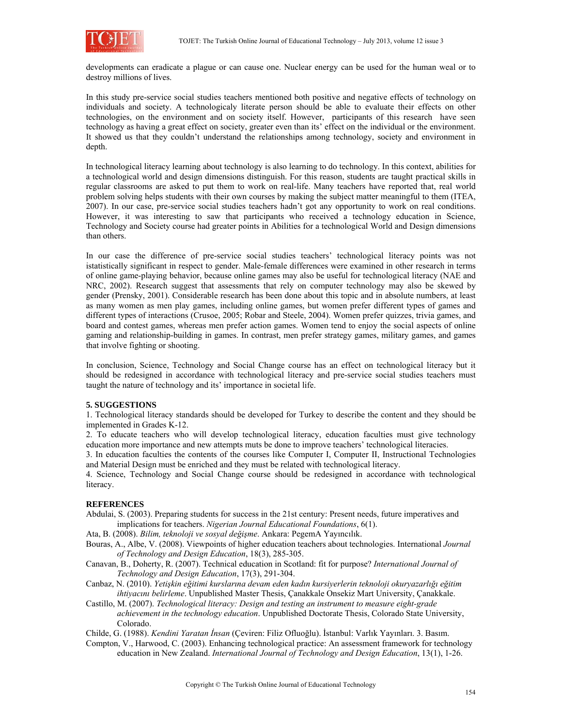developments can eradicate a plague or can cause one. Nuclear energy can be used for the human weal or to destroy millions of lives.

In this study pre-service social studies teachers mentioned both positive and negative effects of technology on individuals and society. A technologicaly literate person should be able to evaluate their effects on other technologies, on the environment and on society itself. However, participants of this research have seen technology as having a great effect on society, greater even than its' effect on the individual or the environment. It showed us that they couldn't understand the relationships among technology, society and environment in depth.

In technological literacy learning about technology is also learning to do technology. In this context, abilities for a technological world and design dimensions distinguish. For this reason, students are taught practical skills in regular classrooms are asked to put them to work on real-life. Many teachers have reported that, real world problem solving helps students with their own courses by making the subject matter meaningful to them (ITEA, 2007). In our case, pre-service social studies teachers hadn't got any opportunity to work on real conditions. However, it was interesting to saw that participants who received a technology education in Science, Technology and Society course had greater points in Abilities for a technological World and Design dimensions than others.

In our case the difference of pre-service social studies teachers' technological literacy points was not istatistically significant in respect to gender. Male-female differences were examined in other research in terms of online game-playing behavior, because online games may also be useful for technological literacy (NAE and NRC, 2002). Research suggest that assessments that rely on computer technology may also be skewed by gender (Prensky, 2001). Considerable research has been done about this topic and in absolute numbers, at least as many women as men play games, including online games, but women prefer different types of games and different types of interactions (Crusoe, 2005; Robar and Steele, 2004). Women prefer quizzes, trivia games, and board and contest games, whereas men prefer action games. Women tend to enjoy the social aspects of online gaming and relationship-building in games. In contrast, men prefer strategy games, military games, and games that involve fighting or shooting.

In conclusion, Science, Technology and Social Change course has an effect on technological literacy but it should be redesigned in accordance with technological literacy and pre-service social studies teachers must taught the nature of technology and its' importance in societal life.

## 5. SUGGESTIONS

1. Technological literacy standards should be developed for Turkey to describe the content and they should be implemented in Grades K-12.
2. To educate teachers who will develop technological literacy, education faculties must give technology education more importance and new attempts muts be done to improve teachers' technological literacies.
3. In education faculties the contents of the courses like Computer I, Computer II, Instructional Technologies and Material Design must be enriched and they must be related with technological literacy.
4. Science, Technology and Social Change course should be redesigned in accordance with technological literacy.

## REFERENCES

Abdulai, S. (2003). Preparing students for success in the 21st century: Present needs, future imperatives and implications for teachers. *Nigerian Journal Educational Foundations*, 6(1).

Ata, B. (2008). *Bilim, teknoloji ve sosyal değişme*. Ankara: PegemA Yayıncılık.

Bouras, A., Albe, V. (2008). Viewpoints of higher education teachers about technologies. International *Journal of Technology and Design Education*, 18(3), 285-305.

Canavan, B., Doherty, R. (2007). Technical education in Scotland: fit for purpose? *International Journal of Technology and Design Education*, 17(3), 291-304.

Canbaz, N. (2010). *Yetişkin eğitimi kurslarına devam eden kadın kursiyerlerin teknoloji okuryazarlığı eğitim ihtiyacını belirleme*. Unpublished Master Thesis, Çanakkale Onsekiz Mart University, Çanakkale.

Castillo, M. (2007). *Technological literacy: Design and testing an instrument to measure eight-grade achievement in the technology education*. Unpublished Doctorate Thesis, Colorado State University, Colorado.

Childe, G. (1988). *Kendini Yaratan İnsan* (Çeviren: Filiz Ofluoğlu). İstanbul: Varlık Yayınları. 3. Basım.

Compton, V., Harwood, C. (2003). Enhancing technological practice: An assessment framework for technology education in New Zealand. *International Journal of Technology and Design Education*, 13(1), 1-26.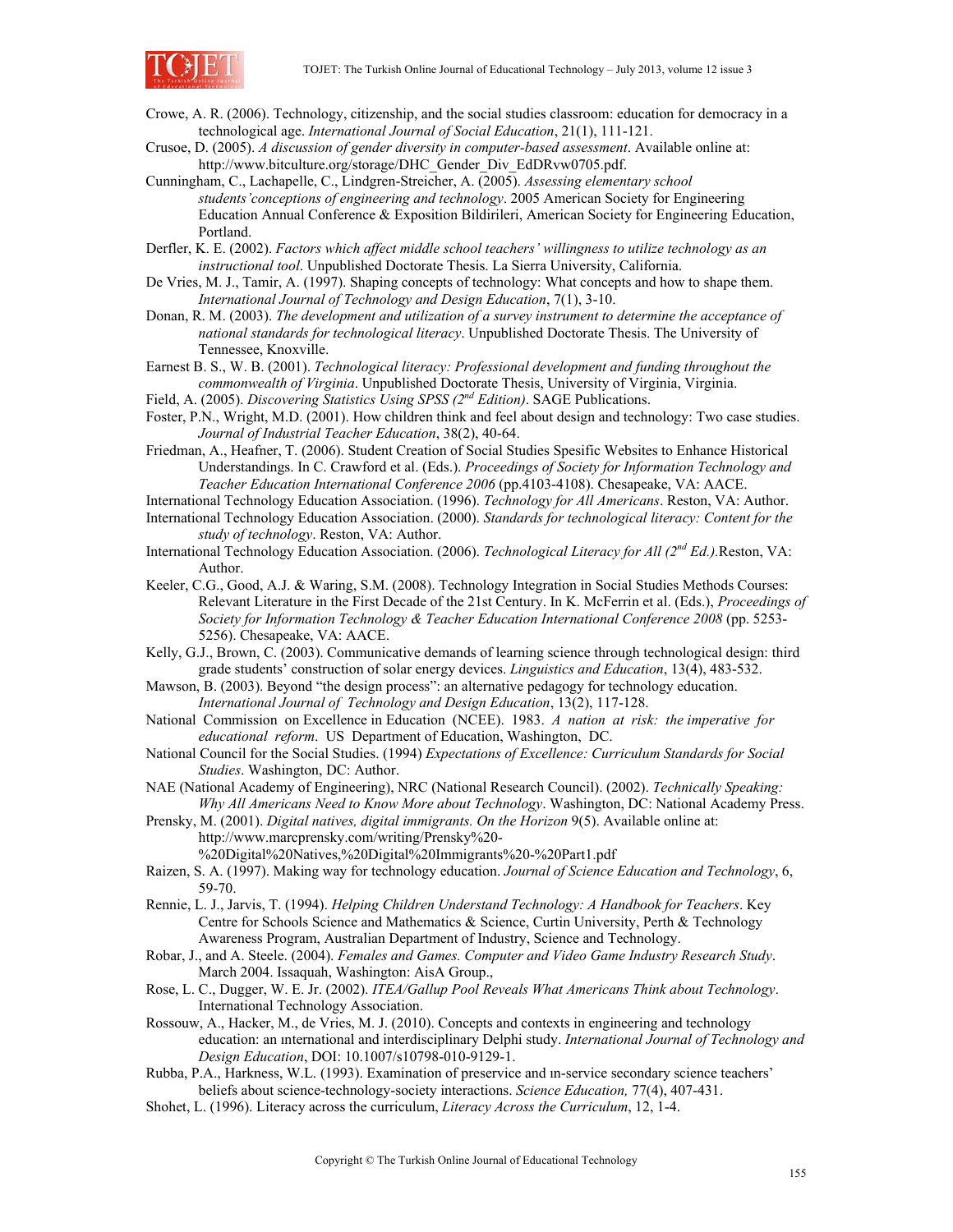Crowe, A. R. (2006). Technology, citizenship, and the social studies classroom: education for democracy in a technological age. *International Journal of Social Education*, 21(1), 111-121.

Crusoe, D. (2005). *A discussion of gender diversity in computer-based assessment*. Available online at: http://www.bitculture.org/storage/DHC_Gender_Div_EdDRvw0705.pdf.

Cunningham, C., Lachapelle, C., Lindgren-Streicher, A. (2005). *Assessing elementary school students'conceptions of engineering and technology*. 2005 American Society for Engineering Education Annual Conference & Exposition Bildirileri, American Society for Engineering Education, Portland.

Derfler, K. E. (2002). *Factors which affect middle school teachers' willingness to utilize technology as an instructional tool*. Unpublished Doctorate Thesis. La Sierra University, California.

De Vries, M. J., Tamir, A. (1997). Shaping concepts of technology: What concepts and how to shape them. *International Journal of Technology and Design Education*, 7(1), 3-10.

Donan, R. M. (2003). *The development and utilization of a survey instrument to determine the acceptance of national standards for technological literacy*. Unpublished Doctorate Thesis. The University of Tennessee, Knoxville.

Earnest B. S., W. B. (2001). *Technological literacy: Professional development and funding throughout the commonwealth of Virginia*. Unpublished Doctorate Thesis, University of Virginia, Virginia.

Field, A. (2005). *Discovering Statistics Using SPSS (2nd Edition)*. SAGE Publications.

Foster, P.N., Wright, M.D. (2001). How children think and feel about design and technology: Two case studies. *Journal of Industrial Teacher Education*, 38(2), 40-64.

Friedman, A., Heafner, T. (2006). Student Creation of Social Studies Spesific Websites to Enhance Historical Understandings. In C. Crawford et al. (Eds.). *Proceedings of Society for Information Technology and Teacher Education International Conference 2006* (pp.4103-4108). Chesapeake, VA: AACE.

International Technology Education Association. (1996). *Technology for All Americans*. Reston, VA: Author.

International Technology Education Association. (2000). *Standards for technological literacy: Content for the study of technology*. Reston, VA: Author.

International Technology Education Association. (2006). *Technological Literacy for All (2nd Ed.)*.Reston, VA: Author.

Keeler, C.G., Good, A.J. & Waring, S.M. (2008). Technology Integration in Social Studies Methods Courses: Relevant Literature in the First Decade of the 21st Century. In K. McFerrin et al. (Eds.), *Proceedings of Society for Information Technology & Teacher Education International Conference 2008* (pp. 5253-5256). Chesapeake, VA: AACE.

Kelly, G.J., Brown, C. (2003). Communicative demands of learning science through technological design: third grade students' construction of solar energy devices. *Linguistics and Education*, 13(4), 483-532.

Mawson, B. (2003). Beyond "the design process": an alternative pedagogy for technology education. *International Journal of Technology and Design Education*, 13(2), 117-128.

National Commission on Excellence in Education (NCEE). 1983. *A nation at risk: the imperative for educational reform*. US Department of Education, Washington, DC.

National Council for the Social Studies. (1994) *Expectations of Excellence: Curriculum Standards for Social Studies*. Washington, DC: Author.

NAE (National Academy of Engineering), NRC (National Research Council). (2002). *Technically Speaking: Why All Americans Need to Know More about Technology*. Washington, DC: National Academy Press.

Prensky, M. (2001). *Digital natives, digital immigrants. On the Horizon* 9(5). Available online at: http://www.marcprensky.com/writing/Prensky%20-%20Digital%20Natives,%20Digital%20Immigrants%20-%20Part1.pdf

Raizen, S. A. (1997). Making way for technology education. *Journal of Science Education and Technology*, 6, 59-70.

Rennie, L. J., Jarvis, T. (1994). *Helping Children Understand Technology: A Handbook for Teachers*. Key Centre for Schools Science and Mathematics & Science, Curtin University, Perth & Technology Awareness Program, Australian Department of Industry, Science and Technology.

Robar, J., and A. Steele. (2004). *Females and Games. Computer and Video Game Industry Research Study*. March 2004. Issaquah, Washington: AisA Group.,

Rose, L. C., Dugger, W. E. Jr. (2002). *ITEA/Gallup Pool Reveals What Americans Think about Technology*. International Technology Association.

Rossouw, A., Hacker, M., de Vries, M. J. (2010). Concepts and contexts in engineering and technology education: an ınternational and interdisciplinary Delphi study. *International Journal of Technology and Design Education*, DOI: 10.1007/s10798-010-9129-1.

Rubba, P.A., Harkness, W.L. (1993). Examination of preservice and ın-service secondary science teachers' beliefs about science-technology-society interactions. *Science Education,* 77(4), 407-431.

Shohet, L. (1996). Literacy across the curriculum, *Literacy Across the Curriculum*, 12, 1-4.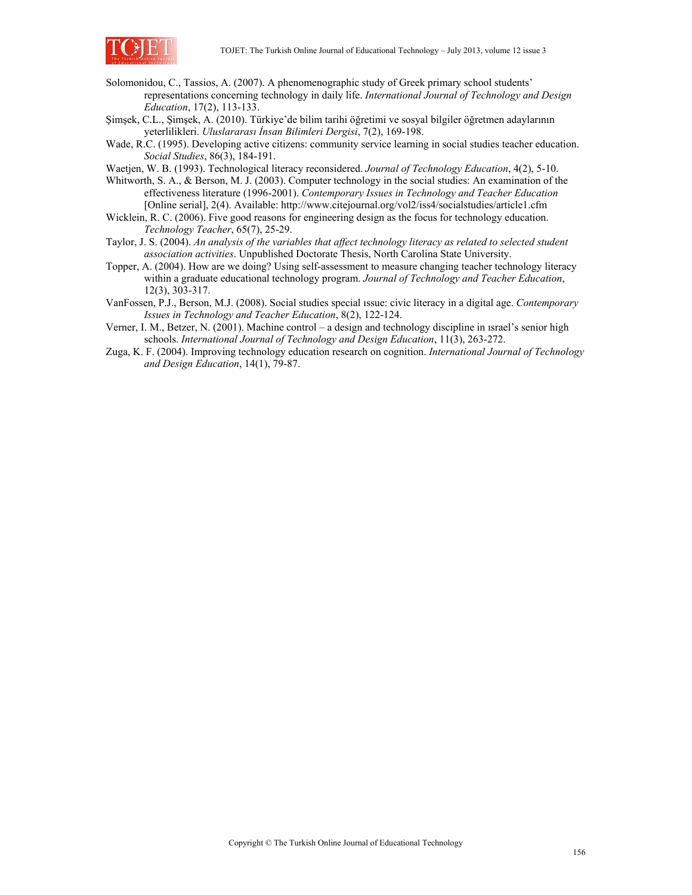Solomonidou, C., Tassios, A. (2007). A phenomenographic study of Greek primary school students' representations concerning technology in daily life. *International Journal of Technology and Design Education*, 17(2), 113-133.

Şimşek, C.L., Şimşek, A. (2010). Türkiye'de bilim tarihi öğretimi ve sosyal bilgiler öğretmen adaylarının yeterlilikleri. *Uluslararası İnsan Bilimleri Dergisi*, 7(2), 169-198.

Wade, R.C. (1995). Developing active citizens: community service learning in social studies teacher education. *Social Studies*, 86(3), 184-191.

Waetjen, W. B. (1993). Technological literacy reconsidered. *Journal of Technology Education*, 4(2), 5-10.

Whitworth, S. A., & Berson, M. J. (2003). Computer technology in the social studies: An examination of the effectiveness literature (1996-2001). *Contemporary Issues in Technology and Teacher Education* [Online serial], 2(4). Available: http://www.citejournal.org/vol2/iss4/socialstudies/article1.cfm

Wicklein, R. C. (2006). Five good reasons for engineering design as the focus for technology education. *Technology Teacher*, 65(7), 25-29.

Taylor, J. S. (2004). *An analysis of the variables that affect technology literacy as related to selected student association activities*. Unpublished Doctorate Thesis, North Carolina State University.

Topper, A. (2004). How are we doing? Using self-assessment to measure changing teacher technology literacy within a graduate educational technology program. *Journal of Technology and Teacher Education*, 12(3), 303-317.

VanFossen, P.J., Berson, M.J. (2008). Social studies special ıssue: civic literacy in a digital age. *Contemporary Issues in Technology and Teacher Education*, 8(2), 122-124.

Verner, I. M., Betzer, N. (2001). Machine control – a design and technology discipline in ısrael's senior high schools. *International Journal of Technology and Design Education*, 11(3), 263-272.

Zuga, K. F. (2004). Improving technology education research on cognition. *International Journal of Technology and Design Education*, 14(1), 79-87.